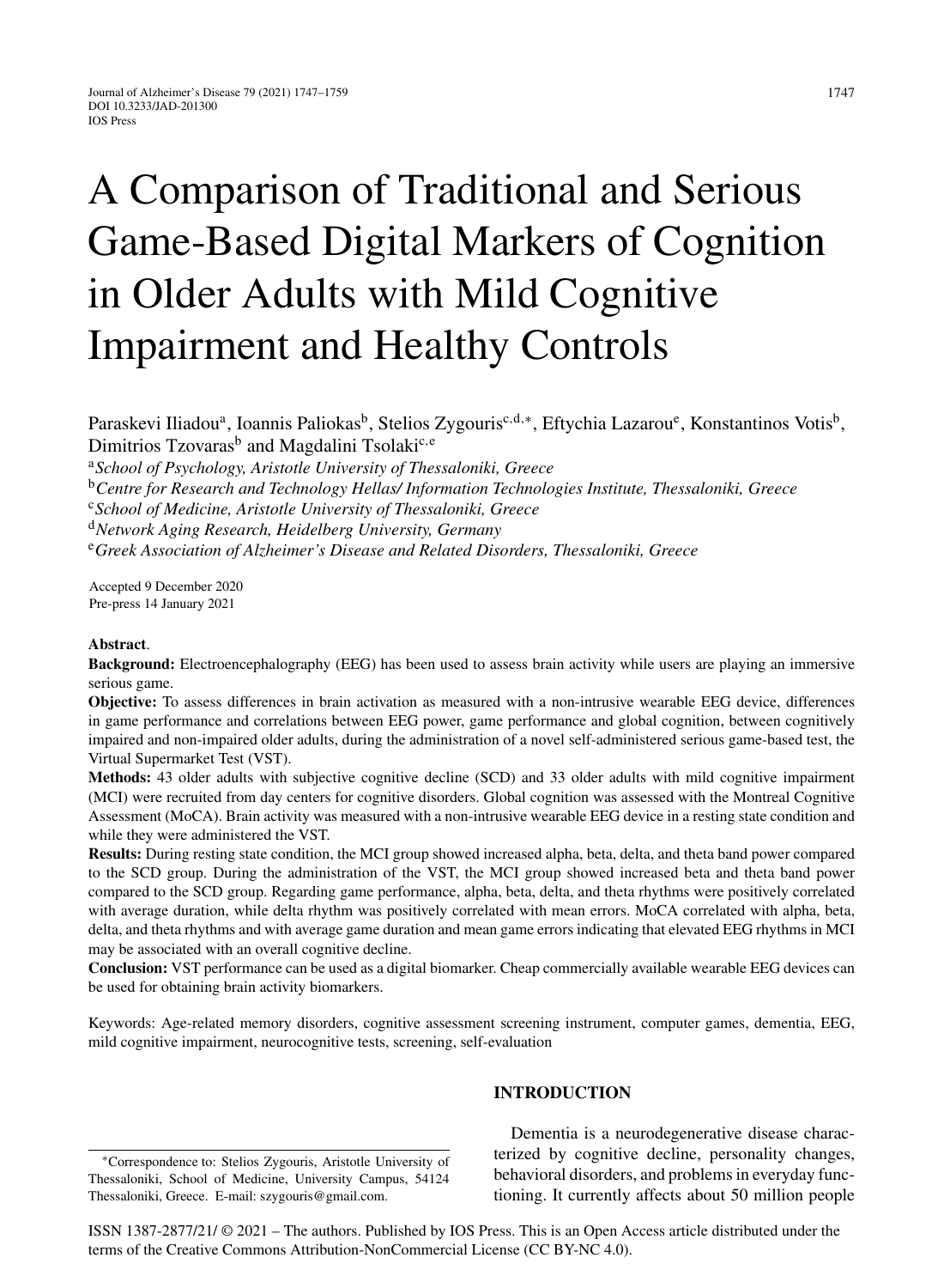# A Comparison of Traditional and Serious Game-Based Digital Markers of Cognition in Older Adults with Mild Cognitive Impairment and Healthy Controls

Paraskevi Iliadou[a], Ioannis Paliokas[b], Stelios Zygouris[c,d,*], Eftychia Lazarou[e], Konstantinos Votis[b], Dimitrios Tzovaras[b] and Magdalini Tsolaki[c,e]

[a] *School of Psychology, Aristotle University of Thessaloniki, Greece*
[b] *Centre for Research and Technology Hellas/ Information Technologies Institute, Thessaloniki, Greece*
[c] *School of Medicine, Aristotle University of Thessaloniki, Greece*
[d] *Network Aging Research, Heidelberg University, Germany*
[e] *Greek Association of Alzheimer's Disease and Related Disorders, Thessaloniki, Greece*

Accepted 9 December 2020
Pre-press 14 January 2021

**Abstract**.

**Background:** Electroencephalography (EEG) has been used to assess brain activity while users are playing an immersive serious game.

**Objective:** To assess differences in brain activation as measured with a non-intrusive wearable EEG device, differences in game performance and correlations between EEG power, game performance and global cognition, between cognitively impaired and non-impaired older adults, during the administration of a novel self-administered serious game-based test, the Virtual Supermarket Test (VST).

**Methods:** 43 older adults with subjective cognitive decline (SCD) and 33 older adults with mild cognitive impairment (MCI) were recruited from day centers for cognitive disorders. Global cognition was assessed with the Montreal Cognitive Assessment (MoCA). Brain activity was measured with a non-intrusive wearable EEG device in a resting state condition and while they were administered the VST.

**Results:** During resting state condition, the MCI group showed increased alpha, beta, delta, and theta band power compared to the SCD group. During the administration of the VST, the MCI group showed increased beta and theta band power compared to the SCD group. Regarding game performance, alpha, beta, delta, and theta rhythms were positively correlated with average duration, while delta rhythm was positively correlated with mean errors. MoCA correlated with alpha, beta, delta, and theta rhythms and with average game duration and mean game errors indicating that elevated EEG rhythms in MCI may be associated with an overall cognitive decline.

**Conclusion:** VST performance can be used as a digital biomarker. Cheap commercially available wearable EEG devices can be used for obtaining brain activity biomarkers.

Keywords: Age-related memory disorders, cognitive assessment screening instrument, computer games, dementia, EEG, mild cognitive impairment, neurocognitive tests, screening, self-evaluation

## INTRODUCTION

Dementia is a neurodegenerative disease characterized by cognitive decline, personality changes, behavioral disorders, and problems in everyday functioning. It currently affects about 50 million people

*Correspondence to: Stelios Zygouris, Aristotle University of Thessaloniki, School of Medicine, University Campus, 54124 Thessaloniki, Greece. E-mail: szygouris@gmail.com.

ISSN 1387-2877/21/ © 2021 – The authors. Published by IOS Press. This is an Open Access article distributed under the terms of the Creative Commons Attribution-NonCommercial License (CC BY-NC 4.0).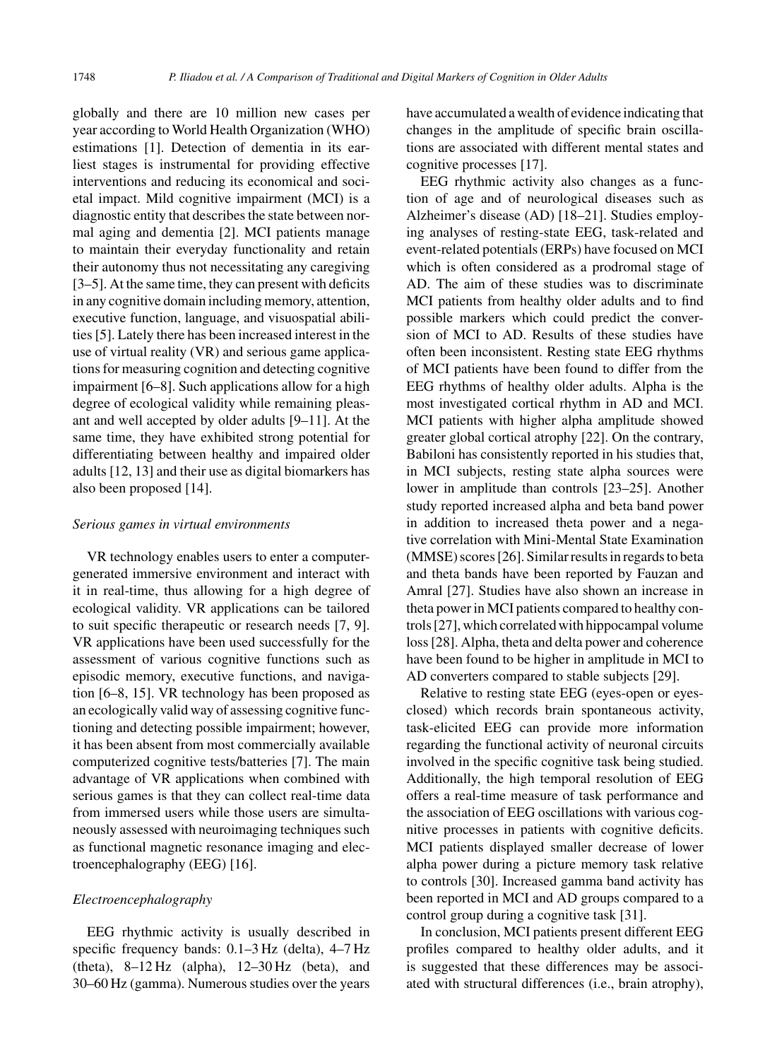globally and there are 10 million new cases per year according to World Health Organization (WHO) estimations [1]. Detection of dementia in its earliest stages is instrumental for providing effective interventions and reducing its economical and societal impact. Mild cognitive impairment (MCI) is a diagnostic entity that describes the state between normal aging and dementia [2]. MCI patients manage to maintain their everyday functionality and retain their autonomy thus not necessitating any caregiving [3–5]. At the same time, they can present with deficits in any cognitive domain including memory, attention, executive function, language, and visuospatial abilities [5]. Lately there has been increased interest in the use of virtual reality (VR) and serious game applications for measuring cognition and detecting cognitive impairment [6–8]. Such applications allow for a high degree of ecological validity while remaining pleasant and well accepted by older adults [9–11]. At the same time, they have exhibited strong potential for differentiating between healthy and impaired older adults [12, 13] and their use as digital biomarkers has also been proposed [14].

### *Serious games in virtual environments*

VR technology enables users to enter a computer-generated immersive environment and interact with it in real-time, thus allowing for a high degree of ecological validity. VR applications can be tailored to suit specific therapeutic or research needs [7, 9]. VR applications have been used successfully for the assessment of various cognitive functions such as episodic memory, executive functions, and navigation [6–8, 15]. VR technology has been proposed as an ecologically valid way of assessing cognitive functioning and detecting possible impairment; however, it has been absent from most commercially available computerized cognitive tests/batteries [7]. The main advantage of VR applications when combined with serious games is that they can collect real-time data from immersed users while those users are simultaneously assessed with neuroimaging techniques such as functional magnetic resonance imaging and electroencephalography (EEG) [16].

### *Electroencephalography*

EEG rhythmic activity is usually described in specific frequency bands: 0.1–3 Hz (delta), 4–7 Hz (theta), 8–12 Hz (alpha), 12–30 Hz (beta), and 30–60 Hz (gamma). Numerous studies over the years have accumulated a wealth of evidence indicating that changes in the amplitude of specific brain oscillations are associated with different mental states and cognitive processes [17].

EEG rhythmic activity also changes as a function of age and of neurological diseases such as Alzheimer's disease (AD) [18–21]. Studies employing analyses of resting-state EEG, task-related and event-related potentials (ERPs) have focused on MCI which is often considered as a prodromal stage of AD. The aim of these studies was to discriminate MCI patients from healthy older adults and to find possible markers which could predict the conversion of MCI to AD. Results of these studies have often been inconsistent. Resting state EEG rhythms of MCI patients have been found to differ from the EEG rhythms of healthy older adults. Alpha is the most investigated cortical rhythm in AD and MCI. MCI patients with higher alpha amplitude showed greater global cortical atrophy [22]. On the contrary, Babiloni has consistently reported in his studies that, in MCI subjects, resting state alpha sources were lower in amplitude than controls [23–25]. Another study reported increased alpha and beta band power in addition to increased theta power and a negative correlation with Mini-Mental State Examination (MMSE) scores [26]. Similar results in regards to beta and theta bands have been reported by Fauzan and Amral [27]. Studies have also shown an increase in theta power in MCI patients compared to healthy controls [27], which correlated with hippocampal volume loss [28]. Alpha, theta and delta power and coherence have been found to be higher in amplitude in MCI to AD converters compared to stable subjects [29].

Relative to resting state EEG (eyes-open or eyes-closed) which records brain spontaneous activity, task-elicited EEG can provide more information regarding the functional activity of neuronal circuits involved in the specific cognitive task being studied. Additionally, the high temporal resolution of EEG offers a real-time measure of task performance and the association of EEG oscillations with various cognitive processes in patients with cognitive deficits. MCI patients displayed smaller decrease of lower alpha power during a picture memory task relative to controls [30]. Increased gamma band activity has been reported in MCI and AD groups compared to a control group during a cognitive task [31].

In conclusion, MCI patients present different EEG profiles compared to healthy older adults, and it is suggested that these differences may be associated with structural differences (i.e., brain atrophy),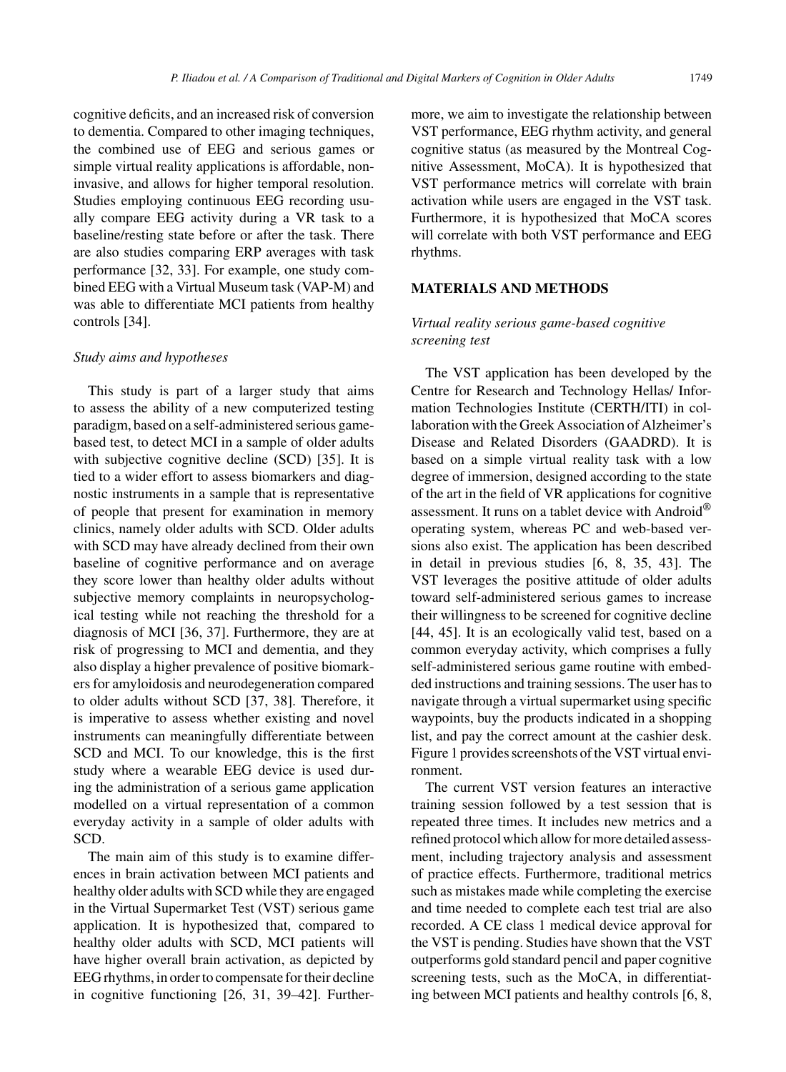cognitive deficits, and an increased risk of conversion to dementia. Compared to other imaging techniques, the combined use of EEG and serious games or simple virtual reality applications is affordable, non-invasive, and allows for higher temporal resolution. Studies employing continuous EEG recording usually compare EEG activity during a VR task to a baseline/resting state before or after the task. There are also studies comparing ERP averages with task performance [32, 33]. For example, one study combined EEG with a Virtual Museum task (VAP-M) and was able to differentiate MCI patients from healthy controls [34].

### *Study aims and hypotheses*

This study is part of a larger study that aims to assess the ability of a new computerized testing paradigm, based on a self-administered serious game-based test, to detect MCI in a sample of older adults with subjective cognitive decline (SCD) [35]. It is tied to a wider effort to assess biomarkers and diagnostic instruments in a sample that is representative of people that present for examination in memory clinics, namely older adults with SCD. Older adults with SCD may have already declined from their own baseline of cognitive performance and on average they score lower than healthy older adults without subjective memory complaints in neuropsychological testing while not reaching the threshold for a diagnosis of MCI [36, 37]. Furthermore, they are at risk of progressing to MCI and dementia, and they also display a higher prevalence of positive biomarkers for amyloidosis and neurodegeneration compared to older adults without SCD [37, 38]. Therefore, it is imperative to assess whether existing and novel instruments can meaningfully differentiate between SCD and MCI. To our knowledge, this is the first study where a wearable EEG device is used during the administration of a serious game application modelled on a virtual representation of a common everyday activity in a sample of older adults with SCD.

The main aim of this study is to examine differences in brain activation between MCI patients and healthy older adults with SCD while they are engaged in the Virtual Supermarket Test (VST) serious game application. It is hypothesized that, compared to healthy older adults with SCD, MCI patients will have higher overall brain activation, as depicted by EEG rhythms, in order to compensate for their decline in cognitive functioning [26, 31, 39–42]. Furthermore, we aim to investigate the relationship between VST performance, EEG rhythm activity, and general cognitive status (as measured by the Montreal Cognitive Assessment, MoCA). It is hypothesized that VST performance metrics will correlate with brain activation while users are engaged in the VST task. Furthermore, it is hypothesized that MoCA scores will correlate with both VST performance and EEG rhythms.

## MATERIALS AND METHODS

### *Virtual reality serious game-based cognitive screening test*

The VST application has been developed by the Centre for Research and Technology Hellas/ Information Technologies Institute (CERTH/ITI) in collaboration with the Greek Association of Alzheimer's Disease and Related Disorders (GAADRD). It is based on a simple virtual reality task with a low degree of immersion, designed according to the state of the art in the field of VR applications for cognitive assessment. It runs on a tablet device with Android® operating system, whereas PC and web-based versions also exist. The application has been described in detail in previous studies [6, 8, 35, 43]. The VST leverages the positive attitude of older adults toward self-administered serious games to increase their willingness to be screened for cognitive decline [44, 45]. It is an ecologically valid test, based on a common everyday activity, which comprises a fully self-administered serious game routine with embedded instructions and training sessions. The user has to navigate through a virtual supermarket using specific waypoints, buy the products indicated in a shopping list, and pay the correct amount at the cashier desk. Figure 1 provides screenshots of the VST virtual environment.

The current VST version features an interactive training session followed by a test session that is repeated three times. It includes new metrics and a refined protocol which allow for more detailed assessment, including trajectory analysis and assessment of practice effects. Furthermore, traditional metrics such as mistakes made while completing the exercise and time needed to complete each test trial are also recorded. A CE class 1 medical device approval for the VST is pending. Studies have shown that the VST outperforms gold standard pencil and paper cognitive screening tests, such as the MoCA, in differentiating between MCI patients and healthy controls [6, 8,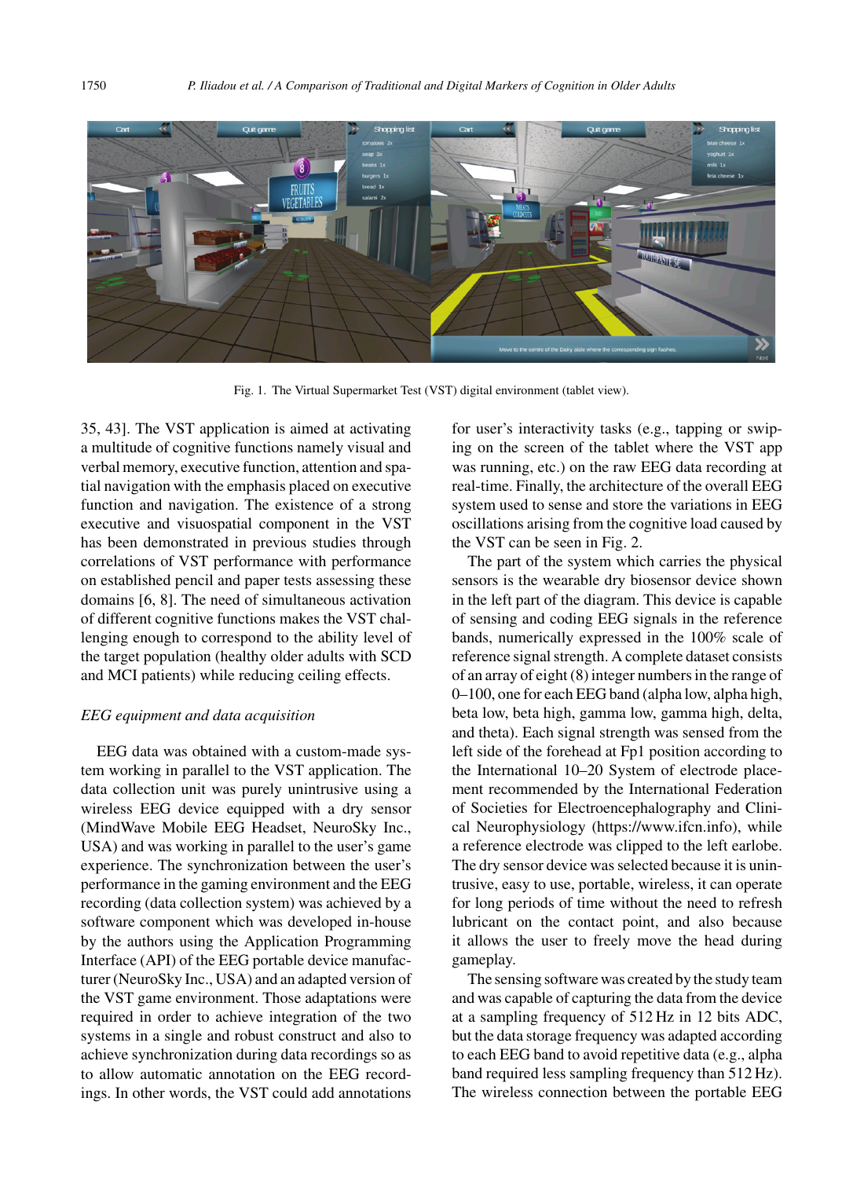Fig. 1. The Virtual Supermarket Test (VST) digital environment (tablet view).

35, 43]. The VST application is aimed at activating a multitude of cognitive functions namely visual and verbal memory, executive function, attention and spatial navigation with the emphasis placed on executive function and navigation. The existence of a strong executive and visuospatial component in the VST has been demonstrated in previous studies through correlations of VST performance with performance on established pencil and paper tests assessing these domains [6, 8]. The need of simultaneous activation of different cognitive functions makes the VST challenging enough to correspond to the ability level of the target population (healthy older adults with SCD and MCI patients) while reducing ceiling effects.

*EEG equipment and data acquisition*

EEG data was obtained with a custom-made system working in parallel to the VST application. The data collection unit was purely unintrusive using a wireless EEG device equipped with a dry sensor (MindWave Mobile EEG Headset, NeuroSky Inc., USA) and was working in parallel to the user's game experience. The synchronization between the user's performance in the gaming environment and the EEG recording (data collection system) was achieved by a software component which was developed in-house by the authors using the Application Programming Interface (API) of the EEG portable device manufacturer (NeuroSky Inc., USA) and an adapted version of the VST game environment. Those adaptations were required in order to achieve integration of the two systems in a single and robust construct and also to achieve synchronization during data recordings so as to allow automatic annotation on the EEG recordings. In other words, the VST could add annotations for user's interactivity tasks (e.g., tapping or swiping on the screen of the tablet where the VST app was running, etc.) on the raw EEG data recording at real-time. Finally, the architecture of the overall EEG system used to sense and store the variations in EEG oscillations arising from the cognitive load caused by the VST can be seen in Fig. 2.

The part of the system which carries the physical sensors is the wearable dry biosensor device shown in the left part of the diagram. This device is capable of sensing and coding EEG signals in the reference bands, numerically expressed in the 100% scale of reference signal strength. A complete dataset consists of an array of eight (8) integer numbers in the range of 0–100, one for each EEG band (alpha low, alpha high, beta low, beta high, gamma low, gamma high, delta, and theta). Each signal strength was sensed from the left side of the forehead at Fp1 position according to the International 10–20 System of electrode placement recommended by the International Federation of Societies for Electroencephalography and Clinical Neurophysiology (https://www.ifcn.info), while a reference electrode was clipped to the left earlobe. The dry sensor device was selected because it is unintrusive, easy to use, portable, wireless, it can operate for long periods of time without the need to refresh lubricant on the contact point, and also because it allows the user to freely move the head during gameplay.

The sensing software was created by the study team and was capable of capturing the data from the device at a sampling frequency of 512 Hz in 12 bits ADC, but the data storage frequency was adapted according to each EEG band to avoid repetitive data (e.g., alpha band required less sampling frequency than 512 Hz). The wireless connection between the portable EEG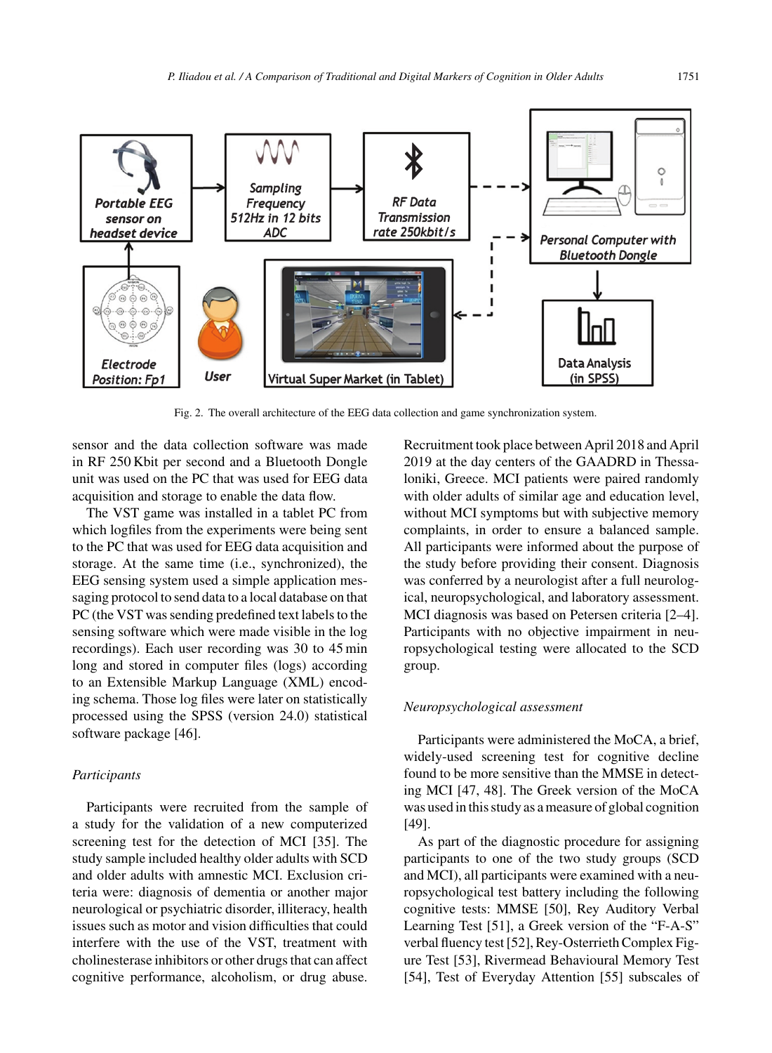Fig. 2. The overall architecture of the EEG data collection and game synchronization system.

sensor and the data collection software was made in RF 250 Kbit per second and a Bluetooth Dongle unit was used on the PC that was used for EEG data acquisition and storage to enable the data flow.

The VST game was installed in a tablet PC from which logfiles from the experiments were being sent to the PC that was used for EEG data acquisition and storage. At the same time (i.e., synchronized), the EEG sensing system used a simple application messaging protocol to send data to a local database on that PC (the VST was sending predefined text labels to the sensing software which were made visible in the log recordings). Each user recording was 30 to 45 min long and stored in computer files (logs) according to an Extensible Markup Language (XML) encoding schema. Those log files were later on statistically processed using the SPSS (version 24.0) statistical software package [46].

### Participants

Participants were recruited from the sample of a study for the validation of a new computerized screening test for the detection of MCI [35]. The study sample included healthy older adults with SCD and older adults with amnestic MCI. Exclusion criteria were: diagnosis of dementia or another major neurological or psychiatric disorder, illiteracy, health issues such as motor and vision difficulties that could interfere with the use of the VST, treatment with cholinesterase inhibitors or other drugs that can affect cognitive performance, alcoholism, or drug abuse. Recruitment took place between April 2018 and April 2019 at the day centers of the GAADRD in Thessaloniki, Greece. MCI patients were paired randomly with older adults of similar age and education level, without MCI symptoms but with subjective memory complaints, in order to ensure a balanced sample. All participants were informed about the purpose of the study before providing their consent. Diagnosis was conferred by a neurologist after a full neurological, neuropsychological, and laboratory assessment. MCI diagnosis was based on Petersen criteria [2–4]. Participants with no objective impairment in neuropsychological testing were allocated to the SCD group.

### Neuropsychological assessment

Participants were administered the MoCA, a brief, widely-used screening test for cognitive decline found to be more sensitive than the MMSE in detecting MCI [47, 48]. The Greek version of the MoCA was used in this study as a measure of global cognition [49].

As part of the diagnostic procedure for assigning participants to one of the two study groups (SCD and MCI), all participants were examined with a neuropsychological test battery including the following cognitive tests: MMSE [50], Rey Auditory Verbal Learning Test [51], a Greek version of the "F-A-S" verbal fluency test [52], Rey-Osterrieth Complex Figure Test [53], Rivermead Behavioural Memory Test [54], Test of Everyday Attention [55] subscales of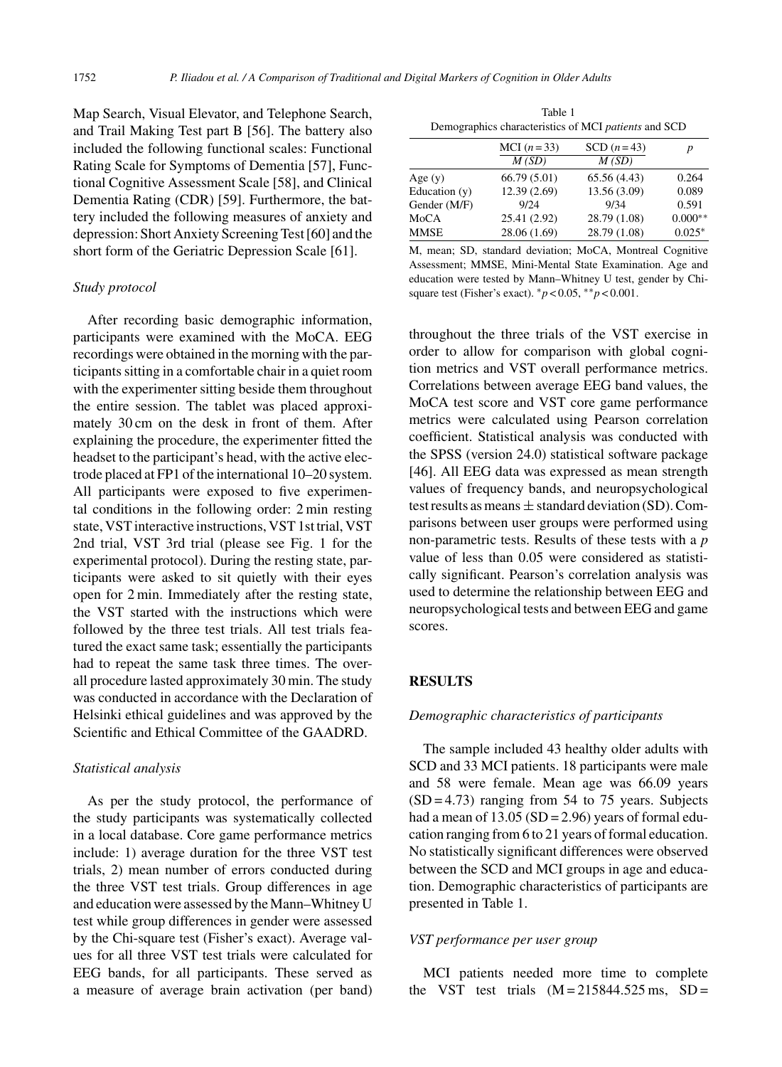Map Search, Visual Elevator, and Telephone Search, and Trail Making Test part B [56]. The battery also included the following functional scales: Functional Rating Scale for Symptoms of Dementia [57], Functional Cognitive Assessment Scale [58], and Clinical Dementia Rating (CDR) [59]. Furthermore, the battery included the following measures of anxiety and depression: Short Anxiety Screening Test [60] and the short form of the Geriatric Depression Scale [61].

### *Study protocol*

After recording basic demographic information, participants were examined with the MoCA. EEG recordings were obtained in the morning with the participants sitting in a comfortable chair in a quiet room with the experimenter sitting beside them throughout the entire session. The tablet was placed approximately 30 cm on the desk in front of them. After explaining the procedure, the experimenter fitted the headset to the participant's head, with the active electrode placed at FP1 of the international 10–20 system. All participants were exposed to five experimental conditions in the following order: 2 min resting state, VST interactive instructions, VST 1st trial, VST 2nd trial, VST 3rd trial (please see Fig. 1 for the experimental protocol). During the resting state, participants were asked to sit quietly with their eyes open for 2 min. Immediately after the resting state, the VST started with the instructions which were followed by the three test trials. All test trials featured the exact same task; essentially the participants had to repeat the same task three times. The overall procedure lasted approximately 30 min. The study was conducted in accordance with the Declaration of Helsinki ethical guidelines and was approved by the Scientific and Ethical Committee of the GAADRD.

### *Statistical analysis*

As per the study protocol, the performance of the study participants was systematically collected in a local database. Core game performance metrics include: 1) average duration for the three VST test trials, 2) mean number of errors conducted during the three VST test trials. Group differences in age and education were assessed by the Mann–Whitney U test while group differences in gender were assessed by the Chi-square test (Fisher's exact). Average values for all three VST test trials were calculated for EEG bands, for all participants. These served as a measure of average brain activation (per band) throughout the three trials of the VST exercise in order to allow for comparison with global cognition metrics and VST overall performance metrics. Correlations between average EEG band values, the MoCA test score and VST core game performance metrics were calculated using Pearson correlation coefficient. Statistical analysis was conducted with the SPSS (version 24.0) statistical software package [46]. All EEG data was expressed as mean strength values of frequency bands, and neuropsychological test results as means ± standard deviation (SD). Comparisons between user groups were performed using non-parametric tests. Results of these tests with a *p* value of less than 0.05 were considered as statistically significant. Pearson's correlation analysis was used to determine the relationship between EEG and neuropsychological tests and between EEG and game scores.

Table 1
Demographics characteristics of MCI *patients* and SCD

| | MCI ($n = 33$) *M (SD)* | SCD ($n = 43$) *M (SD)* | *p* |
|---|---|---|---|
| Age (y) | 66.79 (5.01) | 65.56 (4.43) | 0.264 |
| Education (y) | 12.39 (2.69) | 13.56 (3.09) | 0.089 |
| Gender (M/F) | 9/24 | 9/34 | 0.591 |
| MoCA | 25.41 (2.92) | 28.79 (1.08) | 0.000** |
| MMSE | 28.06 (1.69) | 28.79 (1.08) | 0.025* |

M, mean; SD, standard deviation; MoCA, Montreal Cognitive Assessment; MMSE, Mini-Mental State Examination. Age and education were tested by Mann–Whitney U test, gender by Chi-square test (Fisher's exact). $^{*}p < 0.05$, $^{**}p < 0.001$.

## RESULTS

### *Demographic characteristics of participants*

The sample included 43 healthy older adults with SCD and 33 MCI patients. 18 participants were male and 58 were female. Mean age was 66.09 years (SD = 4.73) ranging from 54 to 75 years. Subjects had a mean of 13.05 (SD = 2.96) years of formal education ranging from 6 to 21 years of formal education. No statistically significant differences were observed between the SCD and MCI groups in age and education. Demographic characteristics of participants are presented in Table 1.

### *VST performance per user group*

MCI patients needed more time to complete the VST test trials (M = 215844.525 ms, SD =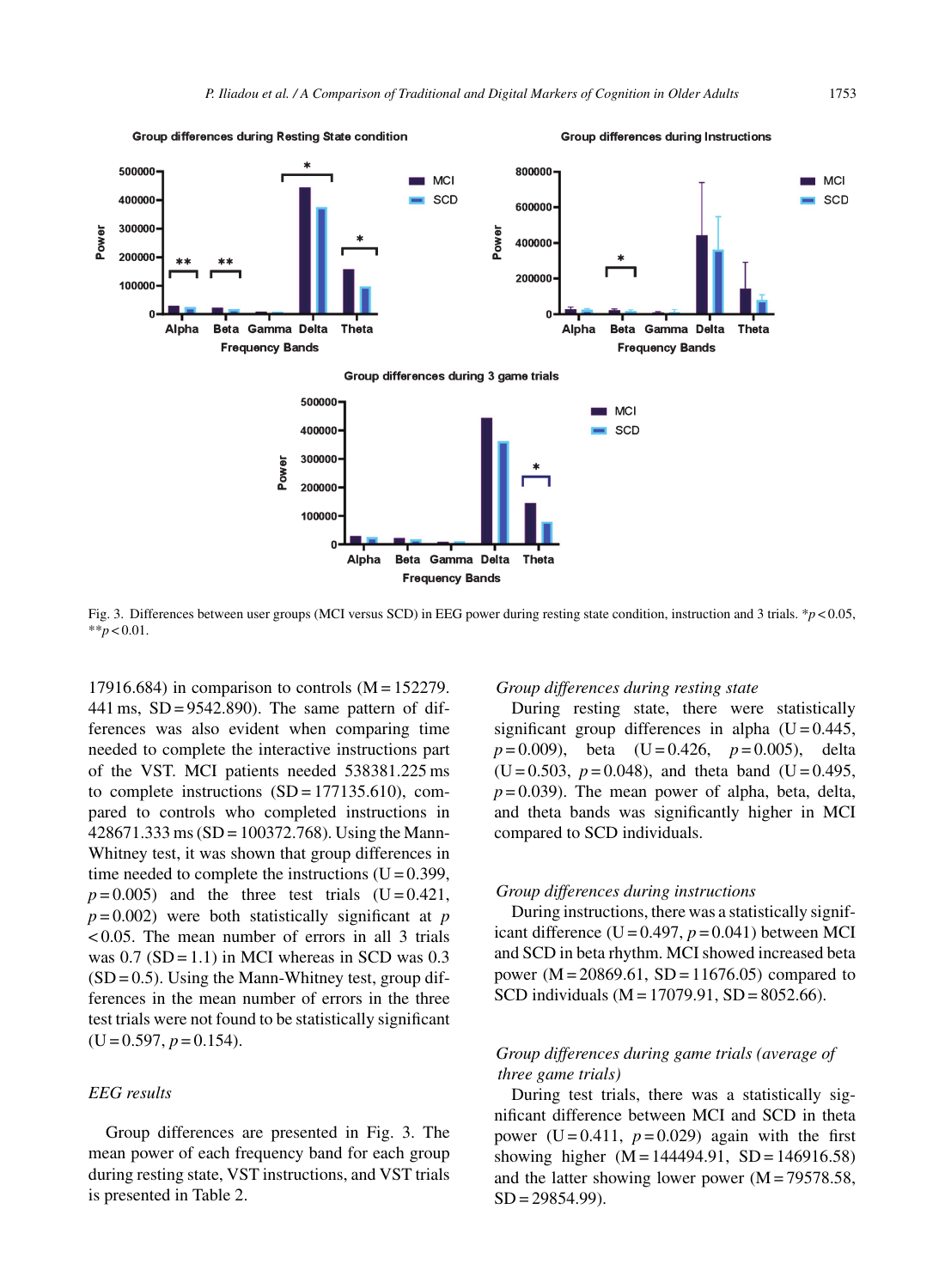Fig. 3. Differences between user groups (MCI versus SCD) in EEG power during resting state condition, instruction and 3 trials. $*p < 0.05$, $**p < 0.01$.

17916.684) in comparison to controls (M = 152279.441 ms, SD = 9542.890). The same pattern of differences was also evident when comparing time needed to complete the interactive instructions part of the VST. MCI patients needed 538381.225 ms to complete instructions (SD = 177135.610), compared to controls who completed instructions in 428671.333 ms (SD = 100372.768). Using the Mann-Whitney test, it was shown that group differences in time needed to complete the instructions (U = 0.399, $p = 0.005$) and the three test trials (U = 0.421, $p = 0.002$) were both statistically significant at $p < 0.05$. The mean number of errors in all 3 trials was 0.7 (SD = 1.1) in MCI whereas in SCD was 0.3 (SD = 0.5). Using the Mann-Whitney test, group differences in the mean number of errors in the three test trials were not found to be statistically significant (U = 0.597, $p = 0.154$).

### *EEG results*

Group differences are presented in Fig. 3. The mean power of each frequency band for each group during resting state, VST instructions, and VST trials is presented in Table 2.

#### *Group differences during resting state*

During resting state, there were statistically significant group differences in alpha (U = 0.445, $p = 0.009$), beta (U = 0.426, $p = 0.005$), delta (U = 0.503, $p = 0.048$), and theta band (U = 0.495, $p = 0.039$). The mean power of alpha, beta, delta, and theta bands was significantly higher in MCI compared to SCD individuals.

#### *Group differences during instructions*

During instructions, there was a statistically significant difference (U = 0.497, $p = 0.041$) between MCI and SCD in beta rhythm. MCI showed increased beta power (M = 20869.61, SD = 11676.05) compared to SCD individuals (M = 17079.91, SD = 8052.66).

#### *Group differences during game trials (average of three game trials)*

During test trials, there was a statistically significant difference between MCI and SCD in theta power (U = 0.411, $p = 0.029$) again with the first showing higher (M = 144494.91, SD = 146916.58) and the latter showing lower power (M = 79578.58, SD = 29854.99).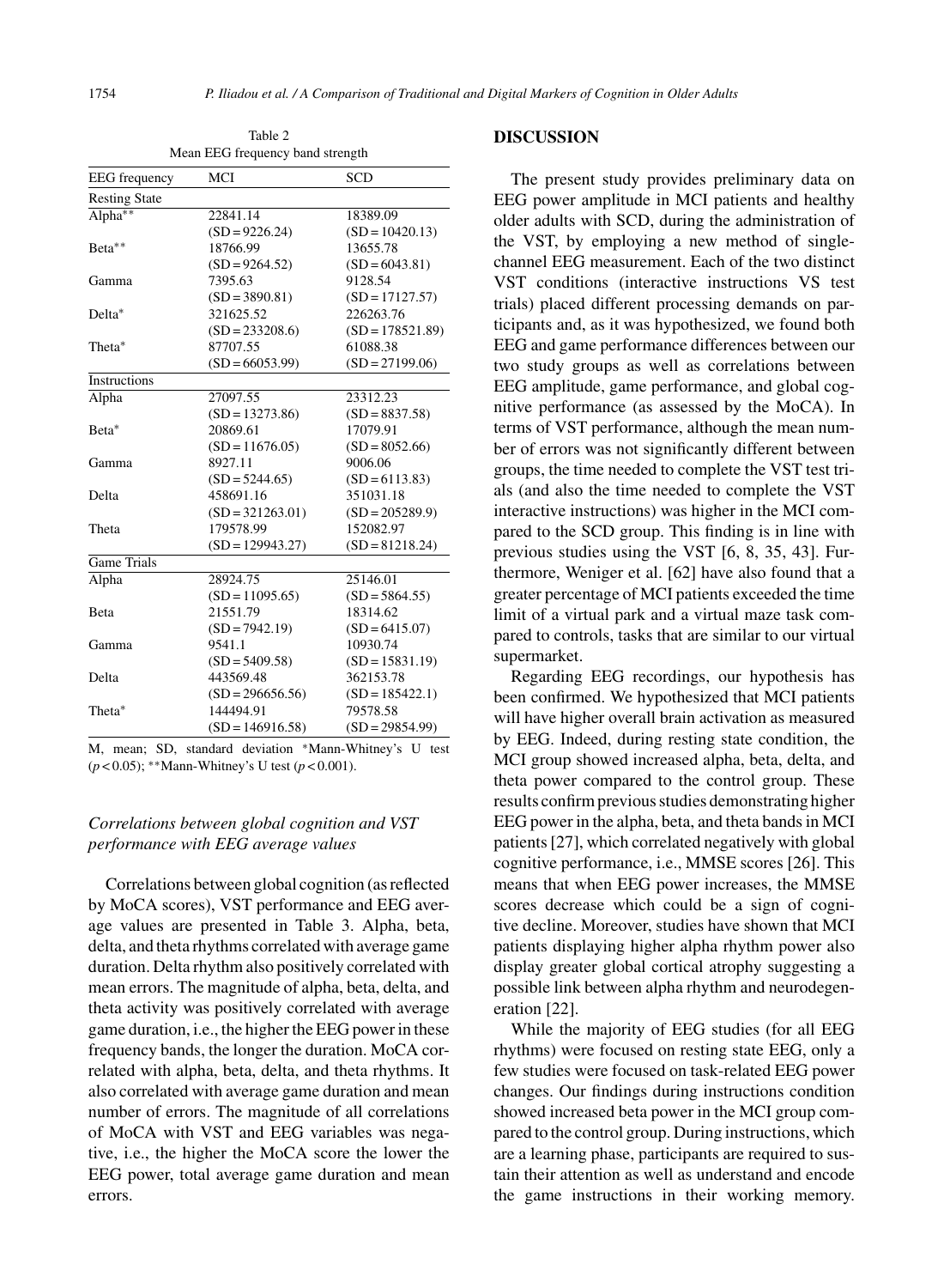Table 2

Mean EEG frequency band strength

| EEG frequency | MCI | SCD |
|---|---|---|
| Resting State | | |
| Alpha** | 22841.14 (SD = 9226.24) | 18389.09 (SD = 10420.13) |
| Beta** | 18766.99 (SD = 9264.52) | 13655.78 (SD = 6043.81) |
| Gamma | 7395.63 (SD = 3890.81) | 9128.54 (SD = 17127.57) |
| Delta* | 321625.52 (SD = 233208.6) | 226263.76 (SD = 178521.89) |
| Theta* | 87707.55 (SD = 66053.99) | 61088.38 (SD = 27199.06) |
| Instructions | | |
| Alpha | 27097.55 (SD = 13273.86) | 23312.23 (SD = 8837.58) |
| Beta* | 20869.61 (SD = 11676.05) | 17079.91 (SD = 8052.66) |
| Gamma | 8927.11 (SD = 5244.65) | 9006.06 (SD = 6113.83) |
| Delta | 458691.16 (SD = 321263.01) | 351031.18 (SD = 205289.9) |
| Theta | 179578.99 (SD = 129943.27) | 152082.97 (SD = 81218.24) |
| Game Trials | | |
| Alpha | 28924.75 (SD = 11095.65) | 25146.01 (SD = 5864.55) |
| Beta | 21551.79 (SD = 7942.19) | 18314.62 (SD = 6415.07) |
| Gamma | 9541.1 (SD = 5409.58) | 10930.74 (SD = 15831.19) |
| Delta | 443569.48 (SD = 296656.56) | 362153.78 (SD = 185422.1) |
| Theta* | 144494.91 (SD = 146916.58) | 79578.58 (SD = 29854.99) |

M, mean; SD, standard deviation *Mann-Whitney's U test ($p < 0.05$); **Mann-Whitney's U test ($p < 0.001$).

### *Correlations between global cognition and VST performance with EEG average values*

Correlations between global cognition (as reflected by MoCA scores), VST performance and EEG average values are presented in Table 3. Alpha, beta, delta, and theta rhythms correlated with average game duration. Delta rhythm also positively correlated with mean errors. The magnitude of alpha, beta, delta, and theta activity was positively correlated with average game duration, i.e., the higher the EEG power in these frequency bands, the longer the duration. MoCA correlated with alpha, beta, delta, and theta rhythms. It also correlated with average game duration and mean number of errors. The magnitude of all correlations of MoCA with VST and EEG variables was negative, i.e., the higher the MoCA score the lower the EEG power, total average game duration and mean errors.

## DISCUSSION

The present study provides preliminary data on EEG power amplitude in MCI patients and healthy older adults with SCD, during the administration of the VST, by employing a new method of single-channel EEG measurement. Each of the two distinct VST conditions (interactive instructions VS test trials) placed different processing demands on participants and, as it was hypothesized, we found both EEG and game performance differences between our two study groups as well as correlations between EEG amplitude, game performance, and global cognitive performance (as assessed by the MoCA). In terms of VST performance, although the mean number of errors was not significantly different between groups, the time needed to complete the VST test trials (and also the time needed to complete the VST interactive instructions) was higher in the MCI compared to the SCD group. This finding is in line with previous studies using the VST [6, 8, 35, 43]. Furthermore, Weniger et al. [62] have also found that a greater percentage of MCI patients exceeded the time limit of a virtual park and a virtual maze task compared to controls, tasks that are similar to our virtual supermarket.

Regarding EEG recordings, our hypothesis has been confirmed. We hypothesized that MCI patients will have higher overall brain activation as measured by EEG. Indeed, during resting state condition, the MCI group showed increased alpha, beta, delta, and theta power compared to the control group. These results confirm previous studies demonstrating higher EEG power in the alpha, beta, and theta bands in MCI patients [27], which correlated negatively with global cognitive performance, i.e., MMSE scores [26]. This means that when EEG power increases, the MMSE scores decrease which could be a sign of cognitive decline. Moreover, studies have shown that MCI patients displaying higher alpha rhythm power also display greater global cortical atrophy suggesting a possible link between alpha rhythm and neurodegeneration [22].

While the majority of EEG studies (for all EEG rhythms) were focused on resting state EEG, only a few studies were focused on task-related EEG power changes. Our findings during instructions condition showed increased beta power in the MCI group compared to the control group. During instructions, which are a learning phase, participants are required to sustain their attention as well as understand and encode the game instructions in their working memory.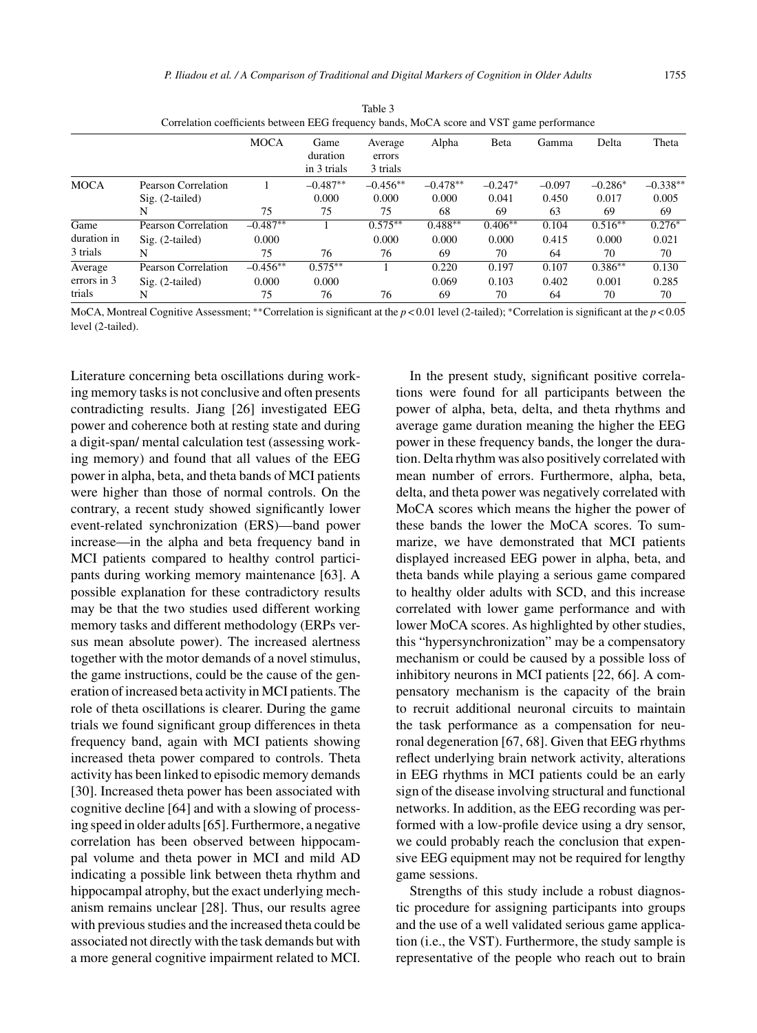Table 3
Correlation coefficients between EEG frequency bands, MoCA score and VST game performance

| | | MOCA | Game duration in 3 trials | Average errors 3 trials | Alpha | Beta | Gamma | Delta | Theta |
|---|---|---|---|---|---|---|---|---|---|
| MOCA | Pearson Correlation | 1 | –0.487** | –0.456** | –0.478** | –0.247* | –0.097 | –0.286* | –0.338** |
| | Sig. (2-tailed) | | 0.000 | 0.000 | 0.000 | 0.041 | 0.450 | 0.017 | 0.005 |
| | N | 75 | 75 | 75 | 68 | 69 | 63 | 69 | 69 |
| Game duration in 3 trials | Pearson Correlation | –0.487** | 1 | 0.575** | 0.488** | 0.406** | 0.104 | 0.516** | 0.276* |
| | Sig. (2-tailed) | 0.000 | | 0.000 | 0.000 | 0.000 | 0.415 | 0.000 | 0.021 |
| | N | 75 | 76 | 76 | 69 | 70 | 64 | 70 | 70 |
| Average errors in 3 trials | Pearson Correlation | –0.456** | 0.575** | 1 | 0.220 | 0.197 | 0.107 | 0.386** | 0.130 |
| | Sig. (2-tailed) | 0.000 | 0.000 | | 0.069 | 0.103 | 0.402 | 0.001 | 0.285 |
| | N | 75 | 76 | 76 | 69 | 70 | 64 | 70 | 70 |

MoCA, Montreal Cognitive Assessment; **Correlation is significant at the $p<0.01$ level (2-tailed); *Correlation is significant at the $p<0.05$ level (2-tailed).

Literature concerning beta oscillations during working memory tasks is not conclusive and often presents contradicting results. Jiang [26] investigated EEG power and coherence both at resting state and during a digit-span/ mental calculation test (assessing working memory) and found that all values of the EEG power in alpha, beta, and theta bands of MCI patients were higher than those of normal controls. On the contrary, a recent study showed significantly lower event-related synchronization (ERS)—band power increase—in the alpha and beta frequency band in MCI patients compared to healthy control participants during working memory maintenance [63]. A possible explanation for these contradictory results may be that the two studies used different working memory tasks and different methodology (ERPs versus mean absolute power). The increased alertness together with the motor demands of a novel stimulus, the game instructions, could be the cause of the generation of increased beta activity in MCI patients. The role of theta oscillations is clearer. During the game trials we found significant group differences in theta frequency band, again with MCI patients showing increased theta power compared to controls. Theta activity has been linked to episodic memory demands [30]. Increased theta power has been associated with cognitive decline [64] and with a slowing of processing speed in older adults [65]. Furthermore, a negative correlation has been observed between hippocampal volume and theta power in MCI and mild AD indicating a possible link between theta rhythm and hippocampal atrophy, but the exact underlying mechanism remains unclear [28]. Thus, our results agree with previous studies and the increased theta could be associated not directly with the task demands but with a more general cognitive impairment related to MCI.

In the present study, significant positive correlations were found for all participants between the power of alpha, beta, delta, and theta rhythms and average game duration meaning the higher the EEG power in these frequency bands, the longer the duration. Delta rhythm was also positively correlated with mean number of errors. Furthermore, alpha, beta, delta, and theta power was negatively correlated with MoCA scores which means the higher the power of these bands the lower the MoCA scores. To summarize, we have demonstrated that MCI patients displayed increased EEG power in alpha, beta, and theta bands while playing a serious game compared to healthy older adults with SCD, and this increase correlated with lower game performance and with lower MoCA scores. As highlighted by other studies, this "hypersynchronization" may be a compensatory mechanism or could be caused by a possible loss of inhibitory neurons in MCI patients [22, 66]. A compensatory mechanism is the capacity of the brain to recruit additional neuronal circuits to maintain the task performance as a compensation for neuronal degeneration [67, 68]. Given that EEG rhythms reflect underlying brain network activity, alterations in EEG rhythms in MCI patients could be an early sign of the disease involving structural and functional networks. In addition, as the EEG recording was performed with a low-profile device using a dry sensor, we could probably reach the conclusion that expensive EEG equipment may not be required for lengthy game sessions.

Strengths of this study include a robust diagnostic procedure for assigning participants into groups and the use of a well validated serious game application (i.e., the VST). Furthermore, the study sample is representative of the people who reach out to brain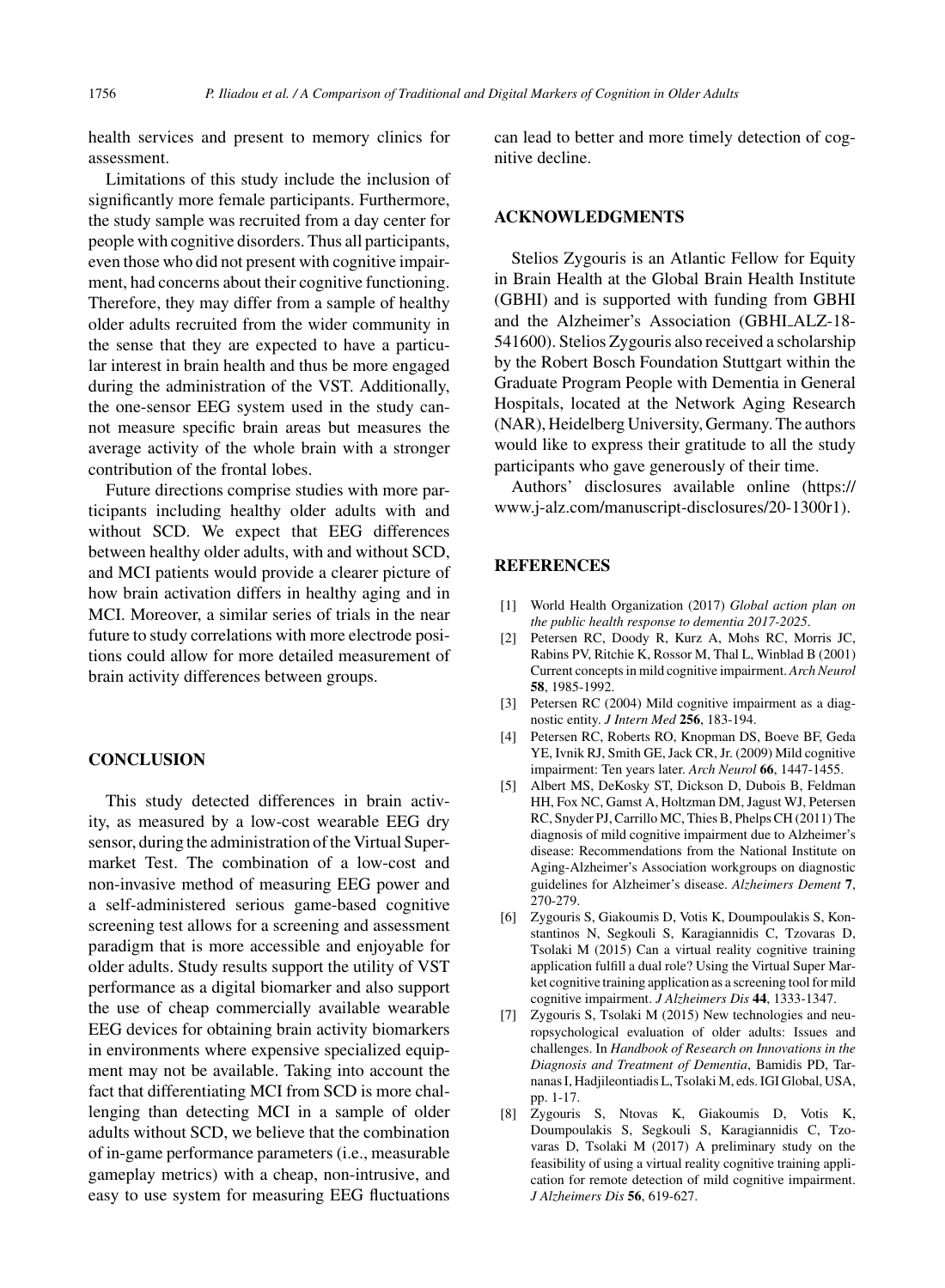health services and present to memory clinics for assessment.

Limitations of this study include the inclusion of significantly more female participants. Furthermore, the study sample was recruited from a day center for people with cognitive disorders. Thus all participants, even those who did not present with cognitive impairment, had concerns about their cognitive functioning. Therefore, they may differ from a sample of healthy older adults recruited from the wider community in the sense that they are expected to have a particular interest in brain health and thus be more engaged during the administration of the VST. Additionally, the one-sensor EEG system used in the study cannot measure specific brain areas but measures the average activity of the whole brain with a stronger contribution of the frontal lobes.

Future directions comprise studies with more participants including healthy older adults with and without SCD. We expect that EEG differences between healthy older adults, with and without SCD, and MCI patients would provide a clearer picture of how brain activation differs in healthy aging and in MCI. Moreover, a similar series of trials in the near future to study correlations with more electrode positions could allow for more detailed measurement of brain activity differences between groups.

## CONCLUSION

This study detected differences in brain activity, as measured by a low-cost wearable EEG dry sensor, during the administration of the Virtual Supermarket Test. The combination of a low-cost and non-invasive method of measuring EEG power and a self-administered serious game-based cognitive screening test allows for a screening and assessment paradigm that is more accessible and enjoyable for older adults. Study results support the utility of VST performance as a digital biomarker and also support the use of cheap commercially available wearable EEG devices for obtaining brain activity biomarkers in environments where expensive specialized equipment may not be available. Taking into account the fact that differentiating MCI from SCD is more challenging than detecting MCI in a sample of older adults without SCD, we believe that the combination of in-game performance parameters (i.e., measurable gameplay metrics) with a cheap, non-intrusive, and easy to use system for measuring EEG fluctuations can lead to better and more timely detection of cognitive decline.

## ACKNOWLEDGMENTS

Stelios Zygouris is an Atlantic Fellow for Equity in Brain Health at the Global Brain Health Institute (GBHI) and is supported with funding from GBHI and the Alzheimer's Association (GBHI_ALZ-18-541600). Stelios Zygouris also received a scholarship by the Robert Bosch Foundation Stuttgart within the Graduate Program People with Dementia in General Hospitals, located at the Network Aging Research (NAR), Heidelberg University, Germany. The authors would like to express their gratitude to all the study participants who gave generously of their time.

Authors' disclosures available online (https://www.j-alz.com/manuscript-disclosures/20-1300r1).

## REFERENCES

[1] World Health Organization (2017) *Global action plan on the public health response to dementia 2017-2025*.

[2] Petersen RC, Doody R, Kurz A, Mohs RC, Morris JC, Rabins PV, Ritchie K, Rossor M, Thal L, Winblad B (2001) Current concepts in mild cognitive impairment. *Arch Neurol* **58**, 1985-1992.

[3] Petersen RC (2004) Mild cognitive impairment as a diagnostic entity. *J Intern Med* **256**, 183-194.

[4] Petersen RC, Roberts RO, Knopman DS, Boeve BF, Geda YE, Ivnik RJ, Smith GE, Jack CR, Jr. (2009) Mild cognitive impairment: Ten years later. *Arch Neurol* **66**, 1447-1455.

[5] Albert MS, DeKosky ST, Dickson D, Dubois B, Feldman HH, Fox NC, Gamst A, Holtzman DM, Jagust WJ, Petersen RC, Snyder PJ, Carrillo MC, Thies B, Phelps CH (2011) The diagnosis of mild cognitive impairment due to Alzheimer's disease: Recommendations from the National Institute on Aging-Alzheimer's Association workgroups on diagnostic guidelines for Alzheimer's disease. *Alzheimers Dement* **7**, 270-279.

[6] Zygouris S, Giakoumis D, Votis K, Doumpoulakis S, Konstantinos N, Segkouli S, Karagiannidis C, Tzovaras D, Tsolaki M (2015) Can a virtual reality cognitive training application fulfill a dual role? Using the Virtual Supermarket cognitive training application as a screening tool for mild cognitive impairment. *J Alzheimers Dis* **44**, 1333-1347.

[7] Zygouris S, Tsolaki M (2015) New technologies and neuropsychological evaluation of older adults: Issues and challenges. In *Handbook of Research on Innovations in the Diagnosis and Treatment of Dementia*, Bamidis PD, Tarnanas I, Hadjileontiadis L, Tsolaki M, eds. IGI Global, USA, pp. 1-17.

[8] Zygouris S, Ntovas K, Giakoumis D, Votis K, Doumpoulakis S, Segkouli S, Karagiannidis C, Tzovaras D, Tsolaki M (2017) A preliminary study on the feasibility of using a virtual reality cognitive training application for remote detection of mild cognitive impairment. *J Alzheimers Dis* **56**, 619-627.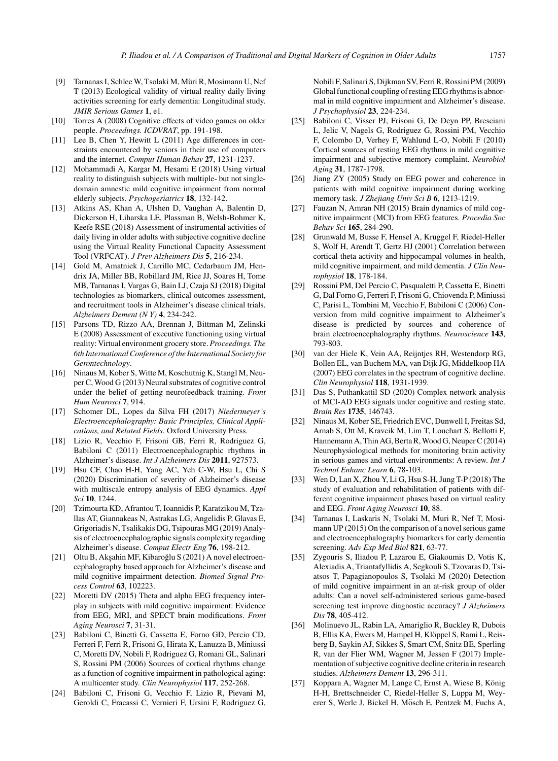[9] Tarnanas I, Schlee W, Tsolaki M, Müri R, Mosimann U, Nef T (2013) Ecological validity of virtual reality daily living activities screening for early dementia: Longitudinal study. *JMIR Serious Games* **1**, e1.

[10] Torres A (2008) Cognitive effects of video games on older people. *Proceedings. ICDVRAT*, pp. 191-198.

[11] Lee B, Chen Y, Hewitt L (2011) Age differences in constraints encountered by seniors in their use of computers and the internet. *Comput Human Behav* **27**, 1231-1237.

[12] Mohammadi A, Kargar M, Hesami E (2018) Using virtual reality to distinguish subjects with multiple- but not single-domain amnestic mild cognitive impairment from normal elderly subjects. *Psychogeriatrics* **18**, 132-142.

[13] Atkins AS, Khan A, Ulshen D, Vaughan A, Balentin D, Dickerson H, Liharska LE, Plassman B, Welsh-Bohmer K, Keefe RSE (2018) Assessment of instrumental activities of daily living in older adults with subjective cognitive decline using the Virtual Reality Functional Capacity Assessment Tool (VRFCAT). *J Prev Alzheimers Dis* **5**, 216-234.

[14] Gold M, Amatniek J, Carrillo MC, Cedarbaum JM, Hendrix JA, Miller BB, Robillard JM, Rice JJ, Soares H, Tome MB, Tarnanas I, Vargas G, Bain LJ, Czaja SJ (2018) Digital technologies as biomarkers, clinical outcomes assessment, and recruitment tools in Alzheimer's disease clinical trials. *Alzheimers Dement (N Y)* **4**, 234-242.

[15] Parsons TD, Rizzo AA, Brennan J, Bittman M, Zelinski E (2008) Assessment of executive functioning using virtual reality: Virtual environment grocery store. *Proceedings. The 6th International Conference of the International Society for Gerontechnology*.

[16] Ninaus M, Kober S, Witte M, Koschutnig K, Stangl M, Neuper C, Wood G (2013) Neural substrates of cognitive control under the belief of getting neurofeedback training. *Front Hum Neurosci* **7**, 914.

[17] Schomer DL, Lopes da Silva FH (2017) *Niedermeyer's Electroencephalography: Basic Principles, Clinical Applications, and Related Fields*. Oxford University Press.

[18] Lizio R, Vecchio F, Frisoni GB, Ferri R, Rodriguez G, Babiloni C (2011) Electroencephalographic rhythms in Alzheimer's disease. *Int J Alzheimers Dis* **2011**, 927573.

[19] Hsu CF, Chao H-H, Yang AC, Yeh C-W, Hsu L, Chi S (2020) Discrimination of severity of Alzheimer's disease with multiscale entropy analysis of EEG dynamics. *Appl Sci* **10**, 1244.

[20] Tzimourta KD, Afrantou T, Ioannidis P, Karatzikou M, Tzallas AT, Giannakeas N, Astrakas LG, Angelidis P, Glavas E, Grigoriadis N, Tsalikakis DG, Tsipouras MG (2019) Analysis of electroencephalographic signals complexity regarding Alzheimer's disease. *Comput Electr Eng* **76**, 198-212.

[21] Oltu B, Akşahin MF, Kibaroğlu S (2021) A novel electroencephalography based approach for Alzheimer's disease and mild cognitive impairment detection. *Biomed Signal Process Control* **63**, 102223.

[22] Moretti DV (2015) Theta and alpha EEG frequency interplay in subjects with mild cognitive impairment: Evidence from EEG, MRI, and SPECT brain modifications. *Front Aging Neurosci* **7**, 31-31.

[23] Babiloni C, Binetti G, Cassetta E, Forno GD, Percio CD, Ferreri F, Ferri R, Frisoni G, Hirata K, Lanuzza B, Miniussi C, Moretti DV, Nobili F, Rodriguez G, Romani GL, Salinari S, Rossini PM (2006) Sources of cortical rhythms change as a function of cognitive impairment in pathological aging: A multicenter study. *Clin Neurophysiol* **117**, 252-268.

[24] Babiloni C, Frisoni G, Vecchio F, Lizio R, Pievani M, Geroldi C, Fracassi C, Vernieri F, Ursini F, Rodriguez G, Nobili F, Salinari S, Dijkman SV, Ferri R, Rossini PM (2009) Global functional coupling of resting EEG rhythms is abnormal in mild cognitive impairment and Alzheimer's disease. *J Psychophysiol* **23**, 224-234.

[25] Babiloni C, Visser PJ, Frisoni G, De Deyn PP, Bresciani L, Jelic V, Nagels G, Rodriguez G, Rossini PM, Vecchio F, Colombo D, Verhey F, Wahlund L-O, Nobili F (2010) Cortical sources of resting EEG rhythms in mild cognitive impairment and subjective memory complaint. *Neurobiol Aging* **31**, 1787-1798.

[26] Jiang ZY (2005) Study on EEG power and coherence in patients with mild cognitive impairment during working memory task. *J Zhejiang Univ Sci B* **6**, 1213-1219.

[27] Fauzan N, Amran NH (2015) Brain dynamics of mild cognitive impairment (MCI) from EEG features. *Procedia Soc Behav Sci* **165**, 284-290.

[28] Grunwald M, Busse F, Hensel A, Kruggel F, Riedel-Heller S, Wolf H, Arendt T, Gertz HJ (2001) Correlation between cortical theta activity and hippocampal volumes in health, mild cognitive impairment, and mild dementia. *J Clin Neurophysiol* **18**, 178-184.

[29] Rossini PM, Del Percio C, Pasqualetti P, Cassetta E, Binetti G, Dal Forno G, Ferreri F, Frisoni G, Chiovenda P, Miniussi C, Parisi L, Tombini M, Vecchio F, Babiloni C (2006) Conversion from mild cognitive impairment to Alzheimer's disease is predicted by sources and coherence of brain electroencephalography rhythms. *Neuroscience* **143**, 793-803.

[30] van der Hiele K, Vein AA, Reijntjes RH, Westendorp RG, Bollen EL, van Buchem MA, van Dijk JG, Middelkoop HA (2007) EEG correlates in the spectrum of cognitive decline. *Clin Neurophysiol* **118**, 1931-1939.

[31] Das S, Puthankattil SD (2020) Complex network analysis of MCI-AD EEG signals under cognitive and resting state. *Brain Res* **1735**, 146743.

[32] Ninaus M, Kober SE, Friedrich EVC, Dunwell I, Freitas Sd, Arnab S, Ott M, Kravcik M, Lim T, Louchart S, Bellotti F, Hannemann A, Thin AG, Berta R, Wood G, Neuper C (2014) Neurophysiological methods for monitoring brain activity in serious games and virtual environments: A review. *Int J Technol Enhanc Learn* **6**, 78-103.

[33] Wen D, Lan X, Zhou Y, Li G, Hsu S-H, Jung T-P (2018) The study of evaluation and rehabilitation of patients with different cognitive impairment phases based on virtual reality and EEG. *Front Aging Neurosci* **10**, 88.

[34] Tarnanas I, Laskaris N, Tsolaki M, Muri R, Nef T, Mosimann UP (2015) On the comparison of a novel serious game and electroencephalography biomarkers for early dementia screening. *Adv Exp Med Biol* **821**, 63-77.

[35] Zygouris S, Iliadou P, Lazarou E, Giakoumis D, Votis K, Alexiadis A, Triantafyllidis A, Segkouli S, Tzovaras D, Tsiatsos T, Papagianopoulos S, Tsolaki M (2020) Detection of mild cognitive impairment in an at-risk group of older adults: Can a novel self-administered serious game-based screening test improve diagnostic accuracy? *J Alzheimers Dis* **78**, 405-412.

[36] Molinuevo JL, Rabin LA, Amariglio R, Buckley R, Dubois B, Ellis KA, Ewers M, Hampel H, Klöppel S, Rami L, Reisberg B, Saykin AJ, Sikkes S, Smart CM, Snitz BE, Sperling R, van der Flier WM, Wagner M, Jessen F (2017) Implementation of subjective cognitive decline criteria in research studies. *Alzheimers Dement* **13**, 296-311.

[37] Koppara A, Wagner M, Lange C, Ernst A, Wiese B, König H-H, Brettschneider C, Riedel-Heller S, Luppa M, Weyerer S, Werle J, Bickel H, Mösch E, Pentzek M, Fuchs A,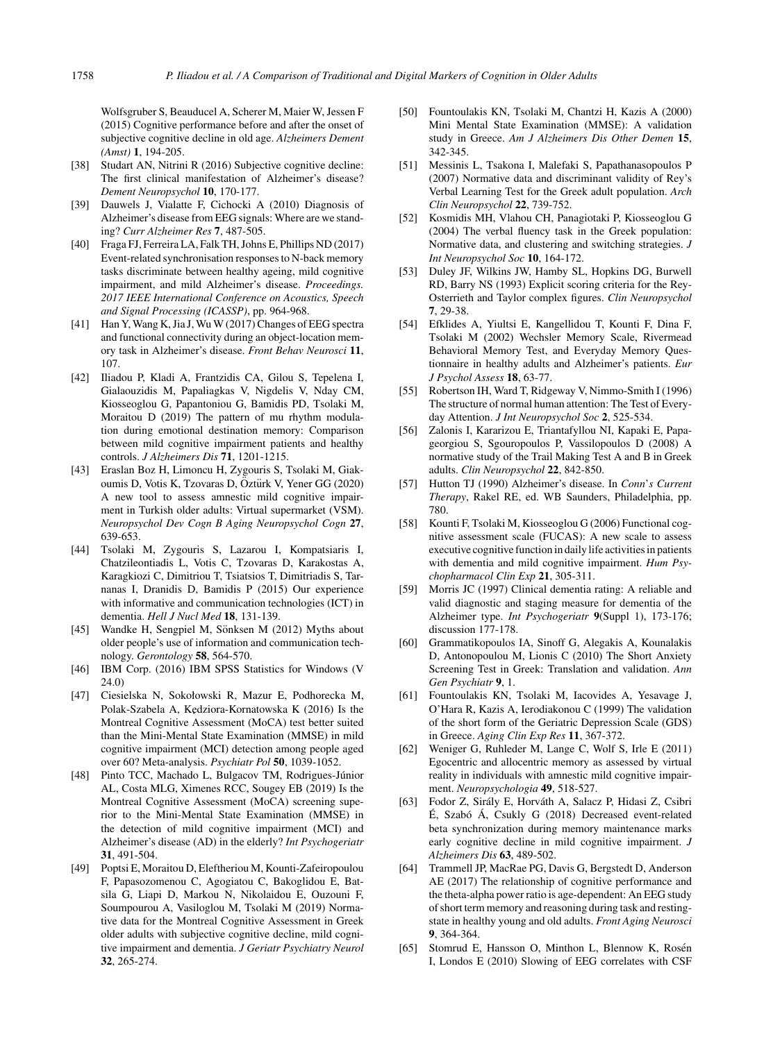Wolfsgruber S, Beauducel A, Scherer M, Maier W, Jessen F (2015) Cognitive performance before and after the onset of subjective cognitive decline in old age. *Alzheimers Dement (Amst)* **1**, 194-205.

[38] Studart AN, Nitrini R (2016) Subjective cognitive decline: The first clinical manifestation of Alzheimer's disease? *Dement Neuropsychol* **10**, 170-177.

[39] Dauwels J, Vialatte F, Cichocki A (2010) Diagnosis of Alzheimer's disease from EEG signals: Where are we standing? *Curr Alzheimer Res* **7**, 487-505.

[40] Fraga FJ, Ferreira LA, Falk TH, Johns E, Phillips ND (2017) Event-related synchronisation responses to N-back memory tasks discriminate between healthy ageing, mild cognitive impairment, and mild Alzheimer's disease. *Proceedings. 2017 IEEE International Conference on Acoustics, Speech and Signal Processing (ICASSP)*, pp. 964-968.

[41] Han Y, Wang K, Jia J, Wu W (2017) Changes of EEG spectra and functional connectivity during an object-location memory task in Alzheimer's disease. *Front Behav Neurosci* **11**, 107.

[42] Iliadou P, Kladi A, Frantzidis CA, Gilou S, Tepelena I, Gialaouzidis M, Papaliagkas V, Nigdelis V, Nday CM, Kiosseoglou G, Papantoniou G, Bamidis PD, Tsolaki M, Moraitou D (2019) The pattern of mu rhythm modulation during emotional destination memory: Comparison between mild cognitive impairment patients and healthy controls. *J Alzheimers Dis* **71**, 1201-1215.

[43] Eraslan Boz H, Limoncu H, Zygouris S, Tsolaki M, Giakoumis D, Votis K, Tzovaras D, Öztürk V, Yener GG (2020) A new tool to assess amnestic mild cognitive impairment in Turkish older adults: Virtual supermarket (VSM). *Neuropsychol Dev Cogn B Aging Neuropsychol Cogn* **27**, 639-653.

[44] Tsolaki M, Zygouris S, Lazarou I, Kompatsiaris I, Chatzileontiadis L, Votis C, Tzovaras D, Karakostas A, Karagkiozi C, Dimitriou T, Tsiatsios T, Dimitriadis S, Tarnanas I, Dranidis D, Bamidis P (2015) Our experience with informative and communication technologies (ICT) in dementia. *Hell J Nucl Med* **18**, 131-139.

[45] Wandke H, Sengpiel M, Sönksen M (2012) Myths about older people's use of information and communication technology. *Gerontology* **58**, 564-570.

[46] IBM Corp. (2016) IBM SPSS Statistics for Windows (V 24.0)

[47] Ciesielska N, Sokołowski R, Mazur E, Podhorecka M, Polak-Szabela A, Kędziora-Kornatowska K (2016) Is the Montreal Cognitive Assessment (MoCA) test better suited than the Mini-Mental State Examination (MMSE) in mild cognitive impairment (MCI) detection among people aged over 60? Meta-analysis. *Psychiatr Pol* **50**, 1039-1052.

[48] Pinto TCC, Machado L, Bulgacov TM, Rodrigues-Júnior AL, Costa MLG, Ximenes RCC, Sougey EB (2019) Is the Montreal Cognitive Assessment (MoCA) screening superior to the Mini-Mental State Examination (MMSE) in the detection of mild cognitive impairment (MCI) and Alzheimer's disease (AD) in the elderly? *Int Psychogeriatr* **31**, 491-504.

[49] Poptsi E, Moraitou D, Eleftheriou M, Kounti-Zafeiropoulou F, Papasozomenou C, Agogiatou C, Bakoglidou E, Batsila G, Liapi D, Markou N, Nikolaidou E, Ouzouni F, Soumpourou A, Vasiloglou M, Tsolaki M (2019) Normative data for the Montreal Cognitive Assessment in Greek older adults with subjective cognitive decline, mild cognitive impairment and dementia. *J Geriatr Psychiatry Neurol* **32**, 265-274.

[50] Fountoulakis KN, Tsolaki M, Chantzi H, Kazis A (2000) Mini Mental State Examination (MMSE): A validation study in Greece. *Am J Alzheimers Dis Other Demen* **15**, 342-345.

[51] Messinis L, Tsakona I, Malefaki S, Papathanasopoulos P (2007) Normative data and discriminant validity of Rey's Verbal Learning Test for the Greek adult population. *Arch Clin Neuropsychol* **22**, 739-752.

[52] Kosmidis MH, Vlahou CH, Panagiotaki P, Kiosseoglou G (2004) The verbal fluency task in the Greek population: Normative data, and clustering and switching strategies. *J Int Neuropsychol Soc* **10**, 164-172.

[53] Duley JF, Wilkins JW, Hamby SL, Hopkins DG, Burwell RD, Barry NS (1993) Explicit scoring criteria for the Rey-Osterrieth and Taylor complex figures. *Clin Neuropsychol* **7**, 29-38.

[54] Efklides A, Yiultsi E, Kangellidou T, Kounti F, Dina F, Tsolaki M (2002) Wechsler Memory Scale, Rivermead Behavioral Memory Test, and Everyday Memory Questionnaire in healthy adults and Alzheimer's patients. *Eur J Psychol Assess* **18**, 63-77.

[55] Robertson IH, Ward T, Ridgeway V, Nimmo-Smith I (1996) The structure of normal human attention: The Test of Everyday Attention. *J Int Neuropsychol Soc* **2**, 525-534.

[56] Zalonis I, Kararizou E, Triantafyllou NI, Kapaki E, Papageorgiou S, Sgouropoulos P, Vassilopoulos D (2008) A normative study of the Trail Making Test A and B in Greek adults. *Clin Neuropsychol* **22**, 842-850.

[57] Hutton TJ (1990) Alzheimer's disease. In *Conn's Current Therapy*, Rakel RE, ed. WB Saunders, Philadelphia, pp. 780.

[58] Kounti F, Tsolaki M, Kiosseoglou G (2006) Functional cognitive assessment scale (FUCAS): A new scale to assess executive cognitive function in daily life activities in patients with dementia and mild cognitive impairment. *Hum Psychopharmacol Clin Exp* **21**, 305-311.

[59] Morris JC (1997) Clinical dementia rating: A reliable and valid diagnostic and staging measure for dementia of the Alzheimer type. *Int Psychogeriatr* **9**(Suppl 1), 173-176; discussion 177-178.

[60] Grammatikopoulos IA, Sinoff G, Alegakis A, Kounalakis D, Antonopoulou M, Lionis C (2010) The Short Anxiety Screening Test in Greek: Translation and validation. *Ann Gen Psychiatr* **9**, 1.

[61] Fountoulakis KN, Tsolaki M, Iacovides A, Yesavage J, O'Hara R, Kazis A, Ierodiakonou C (1999) The validation of the short form of the Geriatric Depression Scale (GDS) in Greece. *Aging Clin Exp Res* **11**, 367-372.

[62] Weniger G, Ruhleder M, Lange C, Wolf S, Irle E (2011) Egocentric and allocentric memory as assessed by virtual reality in individuals with amnestic mild cognitive impairment. *Neuropsychologia* **49**, 518-527.

[63] Fodor Z, Sirály E, Horváth A, Salacz P, Hidasi Z, Csibri É, Szabó Á, Csukly G (2018) Decreased event-related beta synchronization during memory maintenance marks early cognitive decline in mild cognitive impairment. *J Alzheimers Dis* **63**, 489-502.

[64] Trammell JP, MacRae PG, Davis G, Bergstedt D, Anderson AE (2017) The relationship of cognitive performance and the theta-alpha power ratio is age-dependent: An EEG study of short term memory and reasoning during task and resting-state in healthy young and old adults. *Front Aging Neurosci* **9**, 364-364.

[65] Stomrud E, Hansson O, Minthon L, Blennow K, Rosén I, Londos E (2010) Slowing of EEG correlates with CSF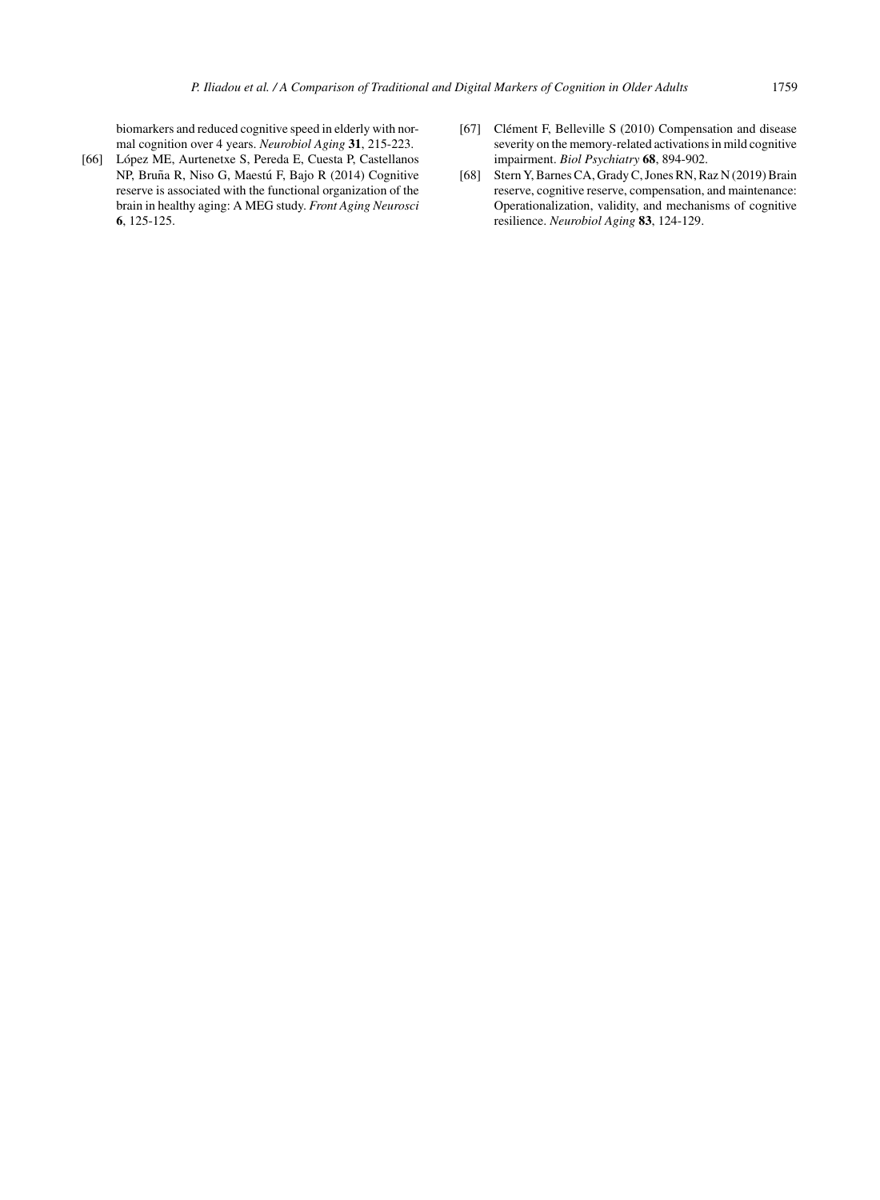biomarkers and reduced cognitive speed in elderly with normal cognition over 4 years. *Neurobiol Aging* **31**, 215-223.

[66] López ME, Aurtenetxe S, Pereda E, Cuesta P, Castellanos NP, Bruña R, Niso G, Maestú F, Bajo R (2014) Cognitive reserve is associated with the functional organization of the brain in healthy aging: A MEG study. *Front Aging Neurosci* **6**, 125-125.

[67] Clément F, Belleville S (2010) Compensation and disease severity on the memory-related activations in mild cognitive impairment. *Biol Psychiatry* **68**, 894-902.

[68] Stern Y, Barnes CA, Grady C, Jones RN, Raz N (2019) Brain reserve, cognitive reserve, compensation, and maintenance: Operationalization, validity, and mechanisms of cognitive resilience. *Neurobiol Aging* **83**, 124-129.